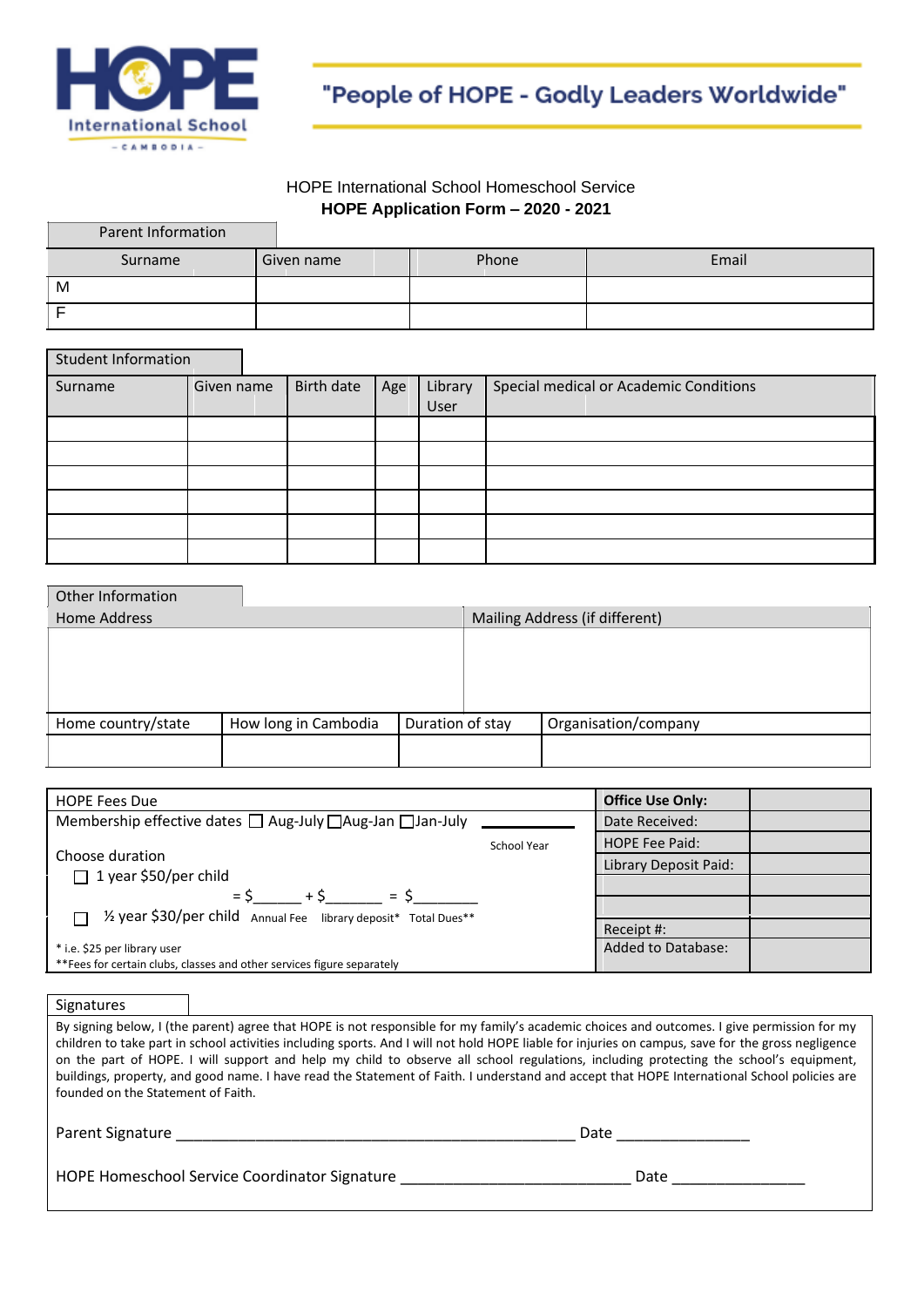HOPE International School

– CAMBODIA –

"People of HOPE - Godly Leaders Worldwide"

HOPE International School Homeschool Service

**HOPE Application Form – 2020 - 2021**

Parent Information

| | Surname | Given name | Phone | Email |
|---|---|---|---|---|
| M | | | | |
| F | | | | |

Student Information

| Surname | Given name | Birth date | Age | Library User | Special medical or Academic Conditions |
|---|---|---|---|---|---|
| | | | | | |
| | | | | | |
| | | | | | |
| | | | | | |
| | | | | | |
| | | | | | |

Other Information

| Home Address | Mailing Address (if different) |
|---|---|
| | |

| Home country/state | How long in Cambodia | Duration of stay | Organisation/company |
|---|---|---|---|
| | | | |

HOPE Fees Due

Membership effective dates ☐ Aug-July ☐ Aug-Jan ☐ Jan-July ____________ School Year

Choose duration

☐ 1 year $50/per child

= $______ + $_______ = $________

☐ ½ year $30/per child Annual Fee library deposit* Total Dues**

* i.e. $25 per library user

**Fees for certain clubs, classes and other services figure separately

| **Office Use Only:** | |
|---|---|
| Date Received: | |
| HOPE Fee Paid: | |
| Library Deposit Paid: | |
| | |
| | |
| Receipt #: | |
| Added to Database: | |

Signatures

By signing below, I (the parent) agree that HOPE is not responsible for my family's academic choices and outcomes. I give permission for my children to take part in school activities including sports. And I will not hold HOPE liable for injuries on campus, save for the gross negligence on the part of HOPE. I will support and help my child to observe all school regulations, including protecting the school's equipment, buildings, property, and good name. I have read the Statement of Faith. I understand and accept that HOPE International School policies are founded on the Statement of Faith.

Parent Signature _______________________________________________ Date _______________

HOPE Homeschool Service Coordinator Signature ___________________________ Date _______________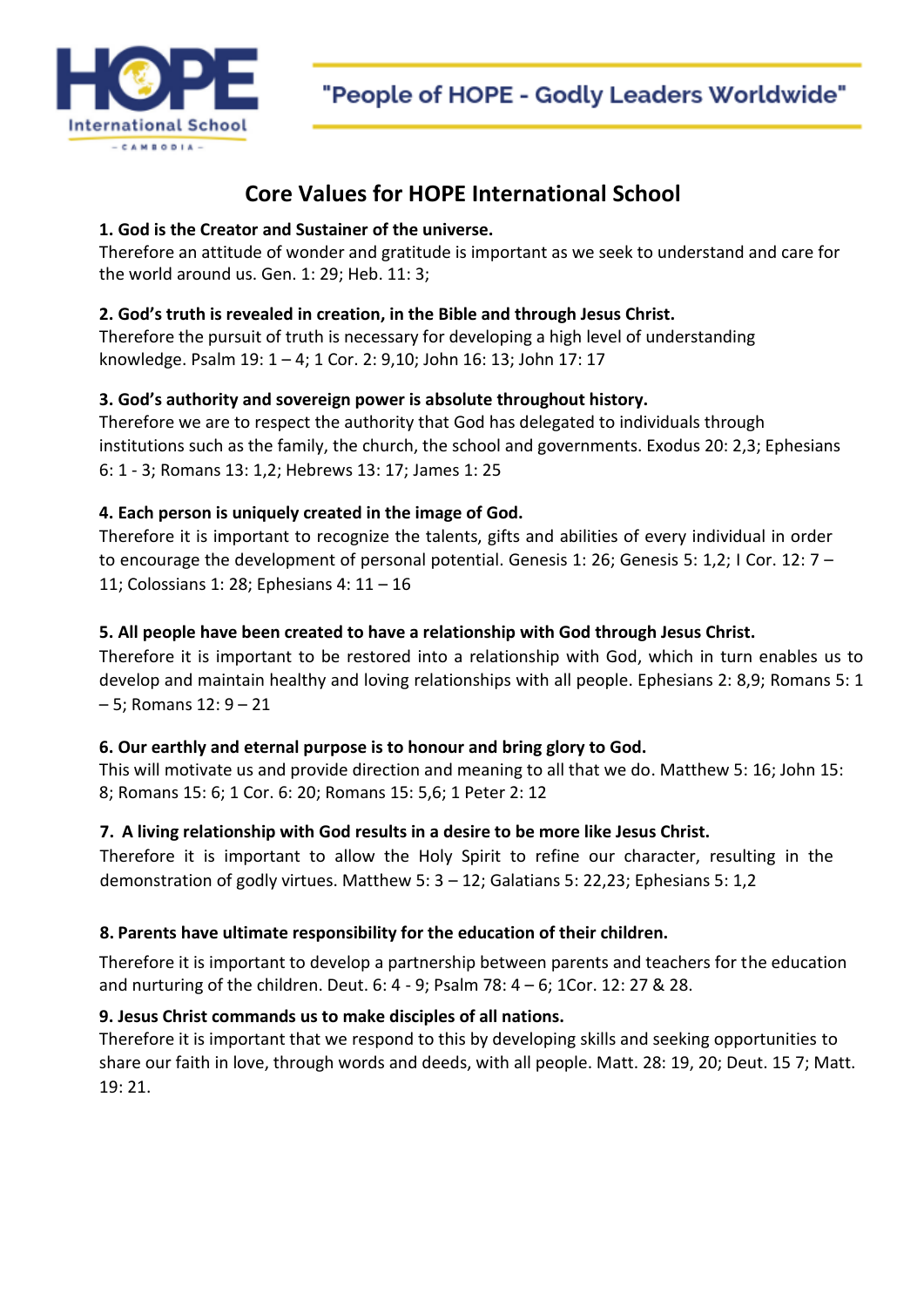# Core Values for HOPE International School

**1. God is the Creator and Sustainer of the universe.**
Therefore an attitude of wonder and gratitude is important as we seek to understand and care for the world around us. Gen. 1: 29; Heb. 11: 3;

**2. God's truth is revealed in creation, in the Bible and through Jesus Christ.**
Therefore the pursuit of truth is necessary for developing a high level of understanding knowledge. Psalm 19: 1 – 4; 1 Cor. 2: 9,10; John 16: 13; John 17: 17

**3. God's authority and sovereign power is absolute throughout history.**
Therefore we are to respect the authority that God has delegated to individuals through institutions such as the family, the church, the school and governments. Exodus 20: 2,3; Ephesians 6: 1 - 3; Romans 13: 1,2; Hebrews 13: 17; James 1: 25

**4. Each person is uniquely created in the image of God.**
Therefore it is important to recognize the talents, gifts and abilities of every individual in order to encourage the development of personal potential. Genesis 1: 26; Genesis 5: 1,2; I Cor. 12: 7 – 11; Colossians 1: 28; Ephesians 4: 11 – 16

**5. All people have been created to have a relationship with God through Jesus Christ.**
Therefore it is important to be restored into a relationship with God, which in turn enables us to develop and maintain healthy and loving relationships with all people. Ephesians 2: 8,9; Romans 5: 1 – 5; Romans 12: 9 – 21

**6. Our earthly and eternal purpose is to honour and bring glory to God.**
This will motivate us and provide direction and meaning to all that we do. Matthew 5: 16; John 15: 8; Romans 15: 6; 1 Cor. 6: 20; Romans 15: 5,6; 1 Peter 2: 12

**7. A living relationship with God results in a desire to be more like Jesus Christ.**
Therefore it is important to allow the Holy Spirit to refine our character, resulting in the demonstration of godly virtues. Matthew 5: 3 – 12; Galatians 5: 22,23; Ephesians 5: 1,2

**8. Parents have ultimate responsibility for the education of their children.**

Therefore it is important to develop a partnership between parents and teachers for the education and nurturing of the children. Deut. 6: 4 - 9; Psalm 78: 4 – 6; 1Cor. 12: 27 & 28.

**9. Jesus Christ commands us to make disciples of all nations.**
Therefore it is important that we respond to this by developing skills and seeking opportunities to share our faith in love, through words and deeds, with all people. Matt. 28: 19, 20; Deut. 15 7; Matt. 19: 21.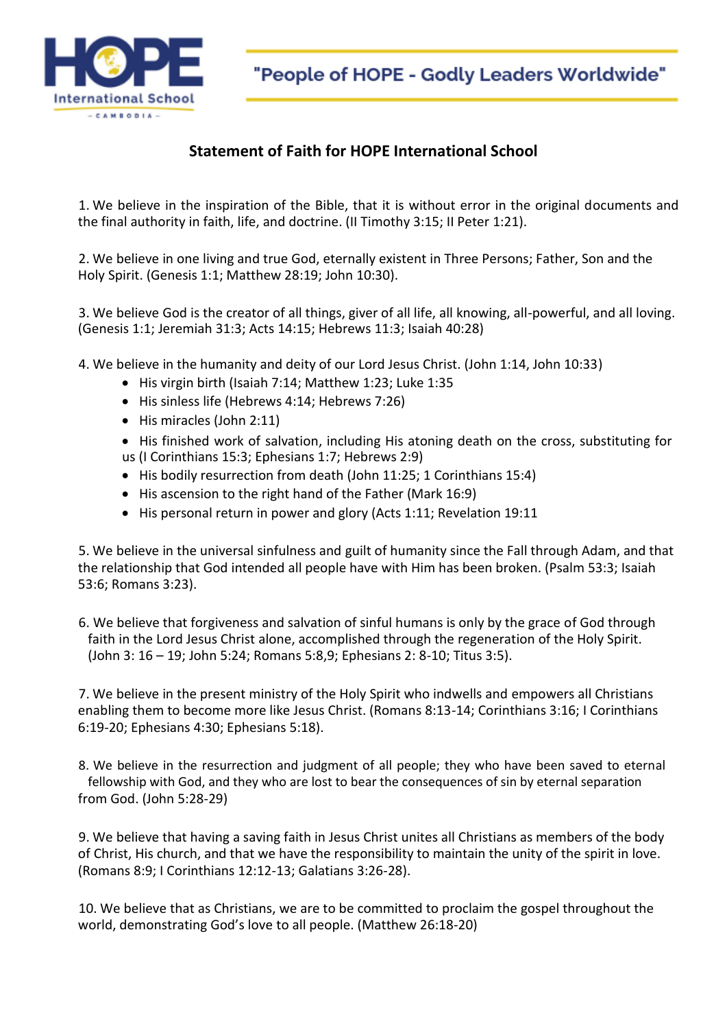"People of HOPE - Godly Leaders Worldwide"

## Statement of Faith for HOPE International School

1. We believe in the inspiration of the Bible, that it is without error in the original documents and the final authority in faith, life, and doctrine. (II Timothy 3:15; II Peter 1:21).

2. We believe in one living and true God, eternally existent in Three Persons; Father, Son and the Holy Spirit. (Genesis 1:1; Matthew 28:19; John 10:30).

3. We believe God is the creator of all things, giver of all life, all knowing, all-powerful, and all loving. (Genesis 1:1; Jeremiah 31:3; Acts 14:15; Hebrews 11:3; Isaiah 40:28)

4. We believe in the humanity and deity of our Lord Jesus Christ. (John 1:14, John 10:33)
   - His virgin birth (Isaiah 7:14; Matthew 1:23; Luke 1:35
   - His sinless life (Hebrews 4:14; Hebrews 7:26)
   - His miracles (John 2:11)
   - His finished work of salvation, including His atoning death on the cross, substituting for us (I Corinthians 15:3; Ephesians 1:7; Hebrews 2:9)
   - His bodily resurrection from death (John 11:25; 1 Corinthians 15:4)
   - His ascension to the right hand of the Father (Mark 16:9)
   - His personal return in power and glory (Acts 1:11; Revelation 19:11

5. We believe in the universal sinfulness and guilt of humanity since the Fall through Adam, and that the relationship that God intended all people have with Him has been broken. (Psalm 53:3; Isaiah 53:6; Romans 3:23).

6. We believe that forgiveness and salvation of sinful humans is only by the grace of God through faith in the Lord Jesus Christ alone, accomplished through the regeneration of the Holy Spirit. (John 3: 16 – 19; John 5:24; Romans 5:8,9; Ephesians 2: 8-10; Titus 3:5).

7. We believe in the present ministry of the Holy Spirit who indwells and empowers all Christians enabling them to become more like Jesus Christ. (Romans 8:13-14; Corinthians 3:16; I Corinthians 6:19-20; Ephesians 4:30; Ephesians 5:18).

8. We believe in the resurrection and judgment of all people; they who have been saved to eternal fellowship with God, and they who are lost to bear the consequences of sin by eternal separation from God. (John 5:28-29)

9. We believe that having a saving faith in Jesus Christ unites all Christians as members of the body of Christ, His church, and that we have the responsibility to maintain the unity of the spirit in love. (Romans 8:9; I Corinthians 12:12-13; Galatians 3:26-28).

10. We believe that as Christians, we are to be committed to proclaim the gospel throughout the world, demonstrating God's love to all people. (Matthew 26:18-20)